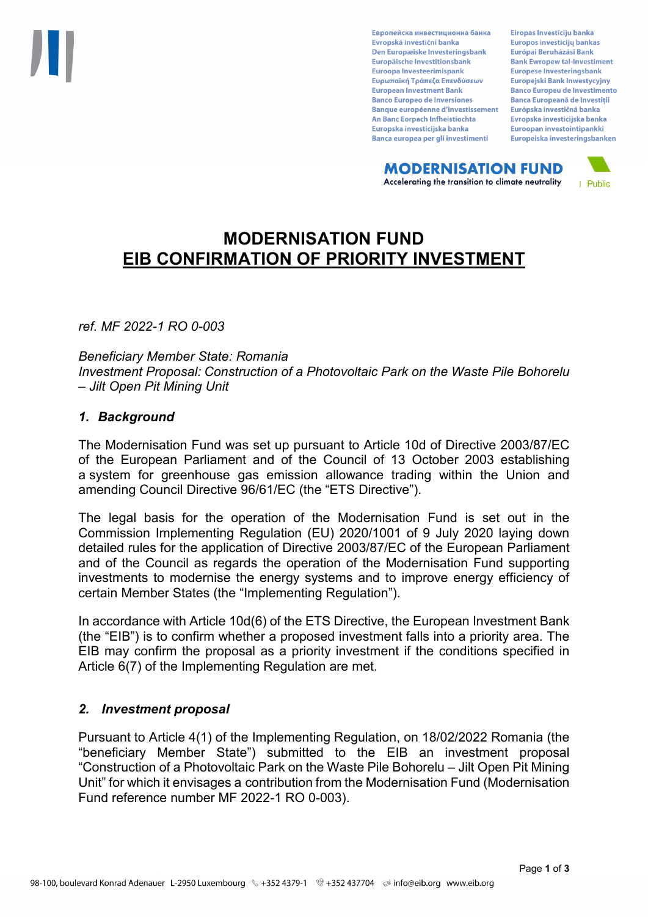# MODERNISATION FUND
## EIB CONFIRMATION OF PRIORITY INVESTMENT

*ref. MF 2022-1 RO 0-003*

*Beneficiary Member State: Romania*
*Investment Proposal: Construction of a Photovoltaic Park on the Waste Pile Bohorelu – Jilt Open Pit Mining Unit*

### *1. Background*

The Modernisation Fund was set up pursuant to Article 10d of Directive 2003/87/EC of the European Parliament and of the Council of 13 October 2003 establishing a system for greenhouse gas emission allowance trading within the Union and amending Council Directive 96/61/EC (the "ETS Directive").

The legal basis for the operation of the Modernisation Fund is set out in the Commission Implementing Regulation (EU) 2020/1001 of 9 July 2020 laying down detailed rules for the application of Directive 2003/87/EC of the European Parliament and of the Council as regards the operation of the Modernisation Fund supporting investments to modernise the energy systems and to improve energy efficiency of certain Member States (the "Implementing Regulation").

In accordance with Article 10d(6) of the ETS Directive, the European Investment Bank (the "EIB") is to confirm whether a proposed investment falls into a priority area. The EIB may confirm the proposal as a priority investment if the conditions specified in Article 6(7) of the Implementing Regulation are met.

### *2. Investment proposal*

Pursuant to Article 4(1) of the Implementing Regulation, on 18/02/2022 Romania (the "beneficiary Member State") submitted to the EIB an investment proposal "Construction of a Photovoltaic Park on the Waste Pile Bohorelu – Jilt Open Pit Mining Unit" for which it envisages a contribution from the Modernisation Fund (Modernisation Fund reference number MF 2022-1 RO 0-003).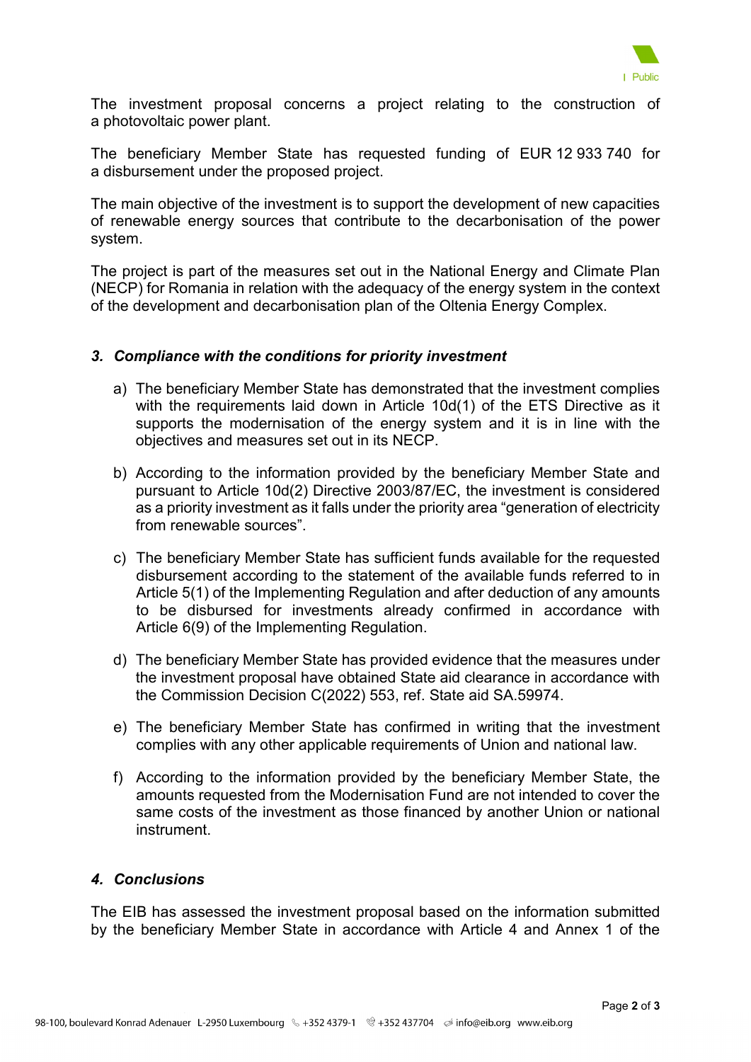The investment proposal concerns a project relating to the construction of a photovoltaic power plant.

The beneficiary Member State has requested funding of EUR 12 933 740 for a disbursement under the proposed project.

The main objective of the investment is to support the development of new capacities of renewable energy sources that contribute to the decarbonisation of the power system.

The project is part of the measures set out in the National Energy and Climate Plan (NECP) for Romania in relation with the adequacy of the energy system in the context of the development and decarbonisation plan of the Oltenia Energy Complex.

### *3. Compliance with the conditions for priority investment*

a) The beneficiary Member State has demonstrated that the investment complies with the requirements laid down in Article 10d(1) of the ETS Directive as it supports the modernisation of the energy system and it is in line with the objectives and measures set out in its NECP.

b) According to the information provided by the beneficiary Member State and pursuant to Article 10d(2) Directive 2003/87/EC, the investment is considered as a priority investment as it falls under the priority area "generation of electricity from renewable sources".

c) The beneficiary Member State has sufficient funds available for the requested disbursement according to the statement of the available funds referred to in Article 5(1) of the Implementing Regulation and after deduction of any amounts to be disbursed for investments already confirmed in accordance with Article 6(9) of the Implementing Regulation.

d) The beneficiary Member State has provided evidence that the measures under the investment proposal have obtained State aid clearance in accordance with the Commission Decision C(2022) 553, ref. State aid SA.59974.

e) The beneficiary Member State has confirmed in writing that the investment complies with any other applicable requirements of Union and national law.

f) According to the information provided by the beneficiary Member State, the amounts requested from the Modernisation Fund are not intended to cover the same costs of the investment as those financed by another Union or national instrument.

### *4. Conclusions*

The EIB has assessed the investment proposal based on the information submitted by the beneficiary Member State in accordance with Article 4 and Annex 1 of the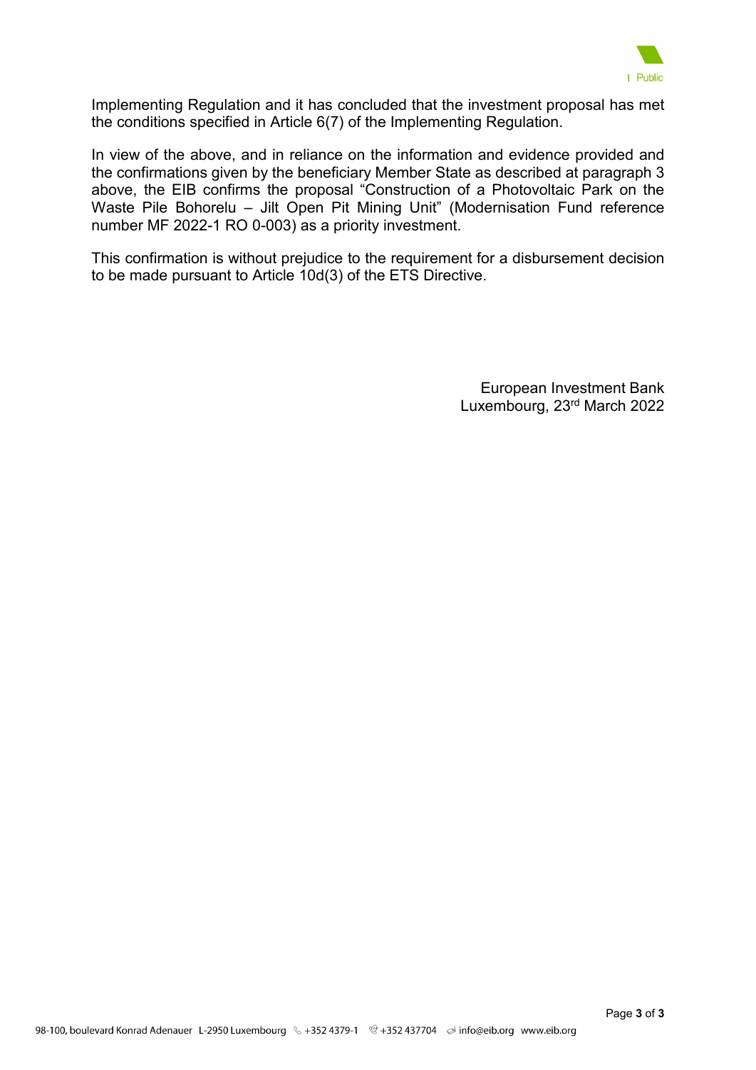Implementing Regulation and it has concluded that the investment proposal has met the conditions specified in Article 6(7) of the Implementing Regulation.

In view of the above, and in reliance on the information and evidence provided and the confirmations given by the beneficiary Member State as described at paragraph 3 above, the EIB confirms the proposal "Construction of a Photovoltaic Park on the Waste Pile Bohorelu – Jilt Open Pit Mining Unit" (Modernisation Fund reference number MF 2022-1 RO 0-003) as a priority investment.

This confirmation is without prejudice to the requirement for a disbursement decision to be made pursuant to Article 10d(3) of the ETS Directive.

European Investment Bank
Luxembourg, 23rd March 2022